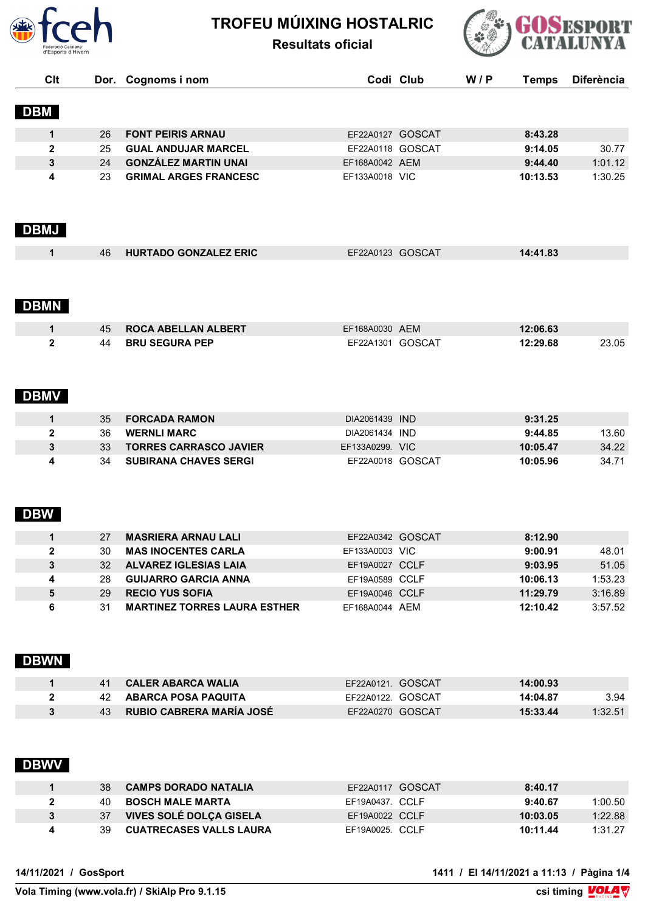# TROFEU MÚIXING HOSTALRIC

**Resultats oficial**

| Clt | Dor. | Cognoms i nom | Codi | Club | W / P | Temps | Diferència |
|---|---|---|---|---|---|---|---|
| **DBM** | | | | | | | |
| **1** | 26 | **FONT PEIRIS ARNAU** | EF22A0127 | GOSCAT | | **8:43.28** | |
| **2** | 25 | **GUAL ANDUJAR MARCEL** | EF22A0118 | GOSCAT | | **9:14.05** | 30.77 |
| **3** | 24 | **GONZÁLEZ MARTIN UNAI** | EF168A0042 | AEM | | **9:44.40** | 1:01.12 |
| **4** | 23 | **GRIMAL ARGES FRANCESC** | EF133A0018 | VIC | | **10:13.53** | 1:30.25 |
| **DBMJ** | | | | | | | |
| **1** | 46 | **HURTADO GONZALEZ ERIC** | EF22A0123 | GOSCAT | | **14:41.83** | |
| **DBMN** | | | | | | | |
| **1** | 45 | **ROCA ABELLAN ALBERT** | EF168A0030 | AEM | | **12:06.63** | |
| **2** | 44 | **BRU SEGURA PEP** | EF22A1301 | GOSCAT | | **12:29.68** | 23.05 |
| **DBMV** | | | | | | | |
| **1** | 35 | **FORCADA RAMON** | DIA2061439 | IND | | **9:31.25** | |
| **2** | 36 | **WERNLI MARC** | DIA2061434 | IND | | **9:44.85** | 13.60 |
| **3** | 33 | **TORRES CARRASCO JAVIER** | EF133A0299. | VIC | | **10:05.47** | 34.22 |
| **4** | 34 | **SUBIRANA CHAVES SERGI** | EF22A0018 | GOSCAT | | **10:05.96** | 34.71 |
| **DBW** | | | | | | | |
| **1** | 27 | **MASRIERA ARNAU LALI** | EF22A0342 | GOSCAT | | **8:12.90** | |
| **2** | 30 | **MAS INOCENTES CARLA** | EF133A0003 | VIC | | **9:00.91** | 48.01 |
| **3** | 32 | **ALVAREZ IGLESIAS LAIA** | EF19A0027 | CCLF | | **9:03.95** | 51.05 |
| **4** | 28 | **GUIJARRO GARCIA ANNA** | EF19A0589 | CCLF | | **10:06.13** | 1:53.23 |
| **5** | 29 | **RECIO YUS SOFIA** | EF19A0046 | CCLF | | **11:29.79** | 3:16.89 |
| **6** | 31 | **MARTINEZ TORRES LAURA ESTHER** | EF168A0044 | AEM | | **12:10.42** | 3:57.52 |
| **DBWN** | | | | | | | |
| **1** | 41 | **CALER ABARCA WALIA** | EF22A0121. | GOSCAT | | **14:00.93** | |
| **2** | 42 | **ABARCA POSA PAQUITA** | EF22A0122. | GOSCAT | | **14:04.87** | 3.94 |
| **3** | 43 | **RUBIO CABRERA MARÍA JOSÉ** | EF22A0270 | GOSCAT | | **15:33.44** | 1:32.51 |
| **DBWV** | | | | | | | |
| **1** | 38 | **CAMPS DORADO NATALIA** | EF22A0117 | GOSCAT | | **8:40.17** | |
| **2** | 40 | **BOSCH MALE MARTA** | EF19A0437. | CCLF | | **9:40.67** | 1:00.50 |
| **3** | 37 | **VIVES SOLÉ DOLÇA GISELA** | EF19A0022 | CCLF | | **10:03.05** | 1:22.88 |
| **4** | 39 | **CUATRECASES VALLS LAURA** | EF19A0025. | CCLF | | **10:11.44** | 1:31.27 |

**14/11/2021 / GosSport** — **1411 / El 14/11/2021 a 11:13**

**Vola Timing (www.vola.fr) / SkiAlp Pro 9.1.15** — **csi timing**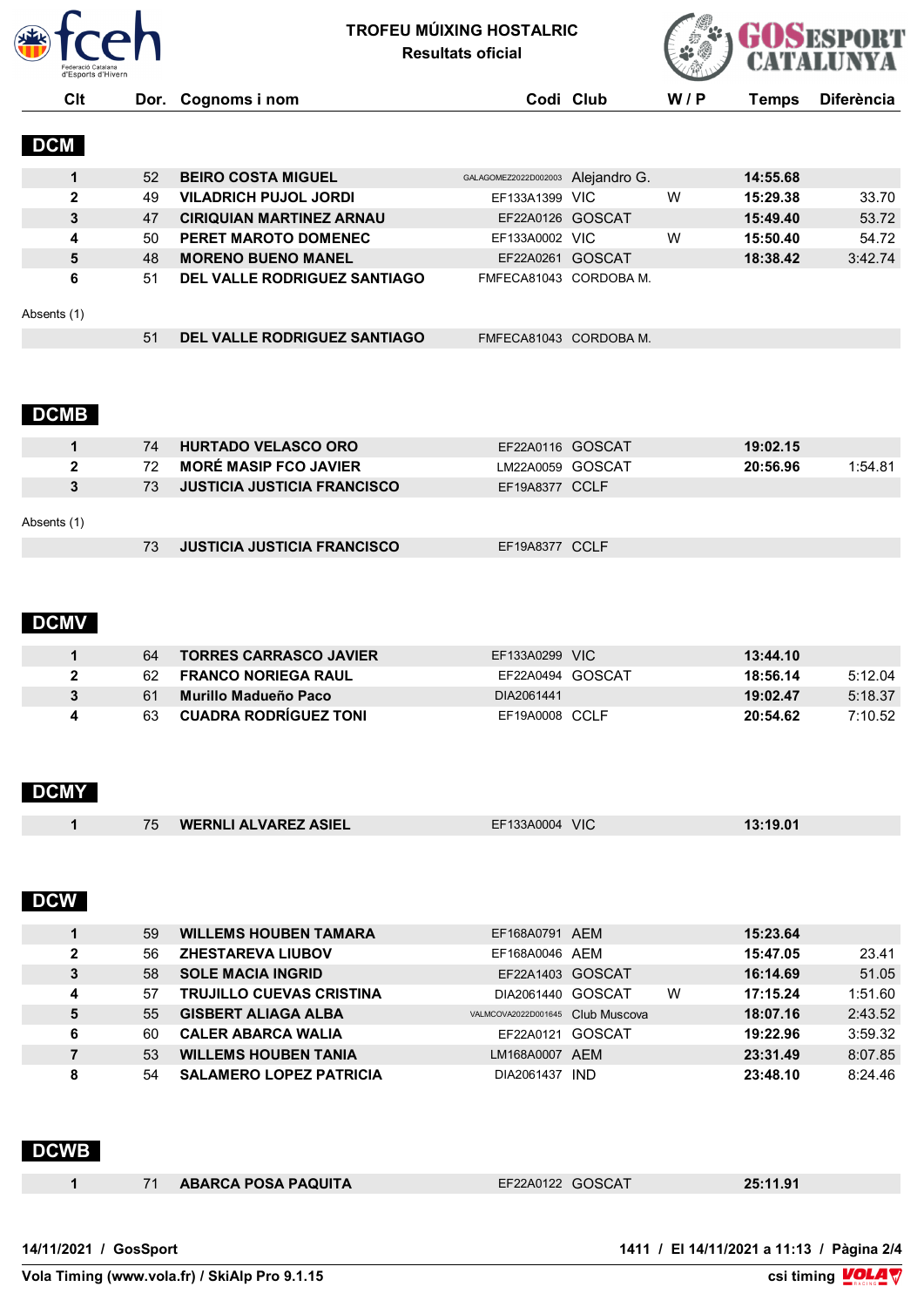# TROFEU MÚIXING HOSTALRIC

## Resultats oficial

## DCM

| Clt | Dor. | Cognoms i nom | Codi | Club | W / P | Temps | Diferència |
|---|---|---|---|---|---|---|---|
| 1 | 52 | **BEIRO COSTA MIGUEL** | GALAGOMEZ2022D002003 | Alejandro G. | | **14:55.68** | |
| 2 | 49 | **VILADRICH PUJOL JORDI** | EF133A1399 | VIC | W | **15:29.38** | 33.70 |
| 3 | 47 | **CIRIQUIAN MARTINEZ ARNAU** | EF22A0126 | GOSCAT | | **15:49.40** | 53.72 |
| 4 | 50 | **PERET MAROTO DOMENEC** | EF133A0002 | VIC | W | **15:50.40** | 54.72 |
| 5 | 48 | **MORENO BUENO MANEL** | EF22A0261 | GOSCAT | | **18:38.42** | 3:42.74 |
| 6 | 51 | **DEL VALLE RODRIGUEZ SANTIAGO** | FMFECA81043 | CORDOBA M. | | | |

Absents (1)

| Dor. | Cognoms i nom | Codi | Club |
|---|---|---|---|
| 51 | **DEL VALLE RODRIGUEZ SANTIAGO** | FMFECA81043 | CORDOBA M. |

## DCMB

| Clt | Dor. | Cognoms i nom | Codi | Club | W / P | Temps | Diferència |
|---|---|---|---|---|---|---|---|
| 1 | 74 | **HURTADO VELASCO ORO** | EF22A0116 | GOSCAT | | **19:02.15** | |
| 2 | 72 | **MORÉ MASIP FCO JAVIER** | LM22A0059 | GOSCAT | | **20:56.96** | 1:54.81 |
| 3 | 73 | **JUSTICIA JUSTICIA FRANCISCO** | EF19A8377 | CCLF | | | |

Absents (1)

| Dor. | Cognoms i nom | Codi | Club |
|---|---|---|---|
| 73 | **JUSTICIA JUSTICIA FRANCISCO** | EF19A8377 | CCLF |

## DCMV

| Clt | Dor. | Cognoms i nom | Codi | Club | W / P | Temps | Diferència |
|---|---|---|---|---|---|---|---|
| 1 | 64 | **TORRES CARRASCO JAVIER** | EF133A0299 | VIC | | **13:44.10** | |
| 2 | 62 | **FRANCO NORIEGA RAUL** | EF22A0494 | GOSCAT | | **18:56.14** | 5:12.04 |
| 3 | 61 | **Murillo Madueño Paco** | DIA2061441 | | | **19:02.47** | 5:18.37 |
| 4 | 63 | **CUADRA RODRÍGUEZ TONI** | EF19A0008 | CCLF | | **20:54.62** | 7:10.52 |

## DCMY

| Clt | Dor. | Cognoms i nom | Codi | Club | W / P | Temps | Diferència |
|---|---|---|---|---|---|---|---|
| 1 | 75 | **WERNLI ALVAREZ ASIEL** | EF133A0004 | VIC | | **13:19.01** | |

## DCW

| Clt | Dor. | Cognoms i nom | Codi | Club | W / P | Temps | Diferència |
|---|---|---|---|---|---|---|---|
| 1 | 59 | **WILLEMS HOUBEN TAMARA** | EF168A0791 | AEM | | **15:23.64** | |
| 2 | 56 | **ZHESTAREVA LIUBOV** | EF168A0046 | AEM | | **15:47.05** | 23.41 |
| 3 | 58 | **SOLE MACIA INGRID** | EF22A1403 | GOSCAT | | **16:14.69** | 51.05 |
| 4 | 57 | **TRUJILLO CUEVAS CRISTINA** | DIA2061440 | GOSCAT | W | **17:15.24** | 1:51.60 |
| 5 | 55 | **GISBERT ALIAGA ALBA** | VALMCOVA2022D001645 | Club Muscova | | **18:07.16** | 2:43.52 |
| 6 | 60 | **CALER ABARCA WALIA** | EF22A0121 | GOSCAT | | **19:22.96** | 3:59.32 |
| 7 | 53 | **WILLEMS HOUBEN TANIA** | LM168A0007 | AEM | | **23:31.49** | 8:07.85 |
| 8 | 54 | **SALAMERO LOPEZ PATRICIA** | DIA2061437 | IND | | **23:48.10** | 8:24.46 |

## DCWB

| Clt | Dor. | Cognoms i nom | Codi | Club | W / P | Temps | Diferència |
|---|---|---|---|---|---|---|---|
| 1 | 71 | **ABARCA POSA PAQUITA** | EF22A0122 | GOSCAT | | **25:11.91** | |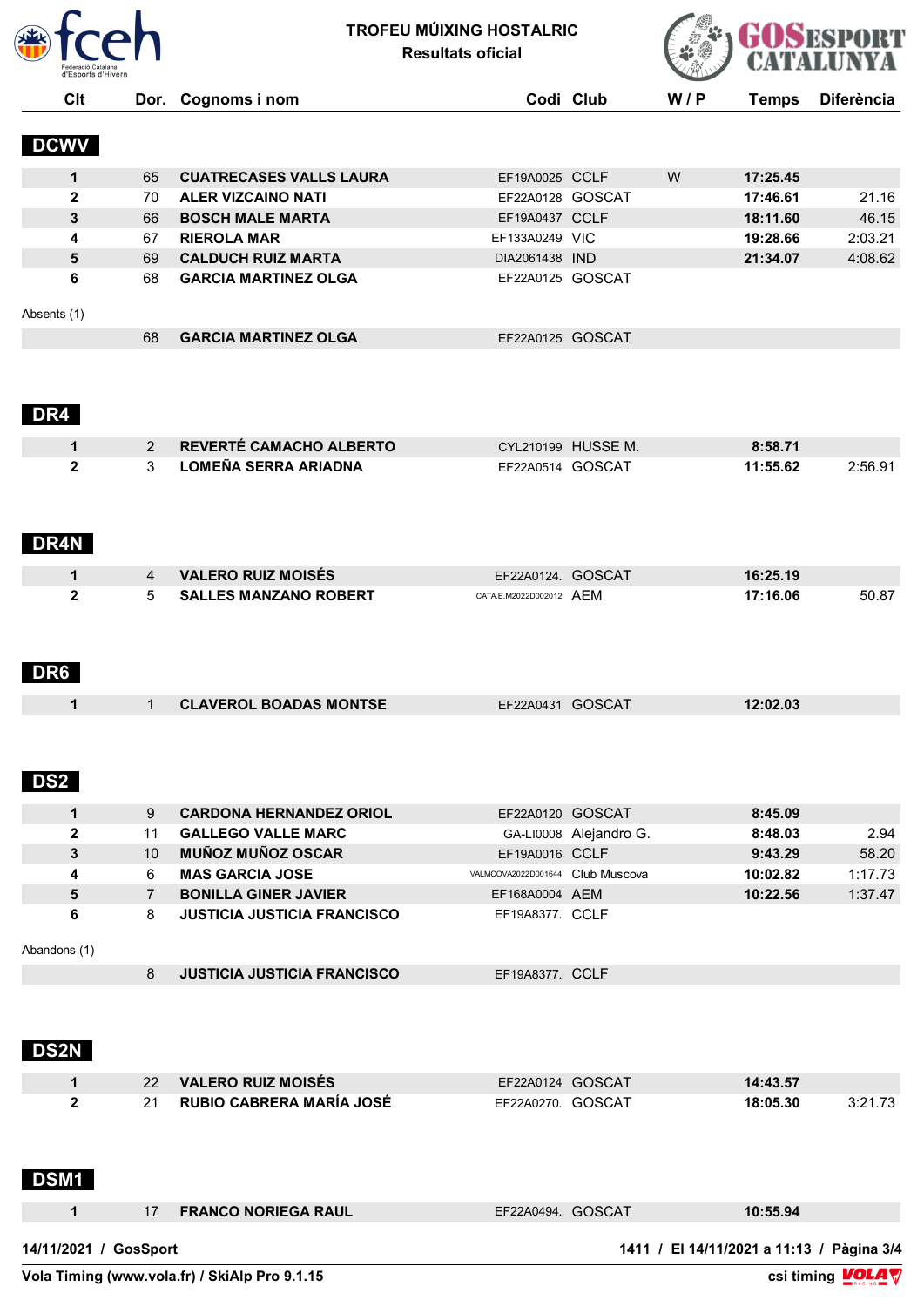**TROFEU MÚIXING HOSTALRIC**
**Resultats oficial**

## DCWV

| Clt | Dor. | Cognoms i nom | Codi | Club | W / P | Temps | Diferència |
|---|---|---|---|---|---|---|---|
| 1 | 65 | **CUATRECASES VALLS LAURA** | EF19A0025 | CCLF | W | **17:25.45** | |
| 2 | 70 | **ALER VIZCAINO NATI** | EF22A0128 | GOSCAT | | **17:46.61** | 21.16 |
| 3 | 66 | **BOSCH MALE MARTA** | EF19A0437 | CCLF | | **18:11.60** | 46.15 |
| 4 | 67 | **RIEROLA MAR** | EF133A0249 | VIC | | **19:28.66** | 2:03.21 |
| 5 | 69 | **CALDUCH RUIZ MARTA** | DIA2061438 | IND | | **21:34.07** | 4:08.62 |
| 6 | 68 | **GARCIA MARTINEZ OLGA** | EF22A0125 | GOSCAT | | | |

Absents (1)

| Clt | Dor. | Cognoms i nom | Codi | Club | W / P | Temps | Diferència |
|---|---|---|---|---|---|---|---|
| | 68 | **GARCIA MARTINEZ OLGA** | EF22A0125 | GOSCAT | | | |

## DR4

| Clt | Dor. | Cognoms i nom | Codi | Club | W / P | Temps | Diferència |
|---|---|---|---|---|---|---|---|
| 1 | 2 | **REVERTÉ CAMACHO ALBERTO** | CYL210199 | HUSSE M. | | **8:58.71** | |
| 2 | 3 | **LOMEÑA SERRA ARIADNA** | EF22A0514 | GOSCAT | | **11:55.62** | 2:56.91 |

## DR4N

| Clt | Dor. | Cognoms i nom | Codi | Club | W / P | Temps | Diferència |
|---|---|---|---|---|---|---|---|
| 1 | 4 | **VALERO RUIZ MOISÉS** | EF22A0124. | GOSCAT | | **16:25.19** | |
| 2 | 5 | **SALLES MANZANO ROBERT** | CATA.E.M2022D002012 | AEM | | **17:16.06** | 50.87 |

## DR6

| Clt | Dor. | Cognoms i nom | Codi | Club | W / P | Temps | Diferència |
|---|---|---|---|---|---|---|---|
| 1 | 1 | **CLAVEROL BOADAS MONTSE** | EF22A0431 | GOSCAT | | **12:02.03** | |

## DS2

| Clt | Dor. | Cognoms i nom | Codi | Club | W / P | Temps | Diferència |
|---|---|---|---|---|---|---|---|
| 1 | 9 | **CARDONA HERNANDEZ ORIOL** | EF22A0120 | GOSCAT | | **8:45.09** | |
| 2 | 11 | **GALLEGO VALLE MARC** | GA-LI0008 | Alejandro G. | | **8:48.03** | 2.94 |
| 3 | 10 | **MUÑOZ MUÑOZ OSCAR** | EF19A0016 | CCLF | | **9:43.29** | 58.20 |
| 4 | 6 | **MAS GARCIA JOSE** | VALMCOVA2022D001644 | Club Muscova | | **10:02.82** | 1:17.73 |
| 5 | 7 | **BONILLA GINER JAVIER** | EF168A0004 | AEM | | **10:22.56** | 1:37.47 |
| 6 | 8 | **JUSTICIA JUSTICIA FRANCISCO** | EF19A8377. | CCLF | | | |

Abandons (1)

| Clt | Dor. | Cognoms i nom | Codi | Club | W / P | Temps | Diferència |
|---|---|---|---|---|---|---|---|
| | 8 | **JUSTICIA JUSTICIA FRANCISCO** | EF19A8377. | CCLF | | | |

## DS2N

| Clt | Dor. | Cognoms i nom | Codi | Club | W / P | Temps | Diferència |
|---|---|---|---|---|---|---|---|
| 1 | 22 | **VALERO RUIZ MOISÉS** | EF22A0124 | GOSCAT | | **14:43.57** | |
| 2 | 21 | **RUBIO CABRERA MARÍA JOSÉ** | EF22A0270. | GOSCAT | | **18:05.30** | 3:21.73 |

## DSM1

| Clt | Dor. | Cognoms i nom | Codi | Club | W / P | Temps | Diferència |
|---|---|---|---|---|---|---|---|
| 1 | 17 | **FRANCO NORIEGA RAUL** | EF22A0494. | GOSCAT | | **10:55.94** | |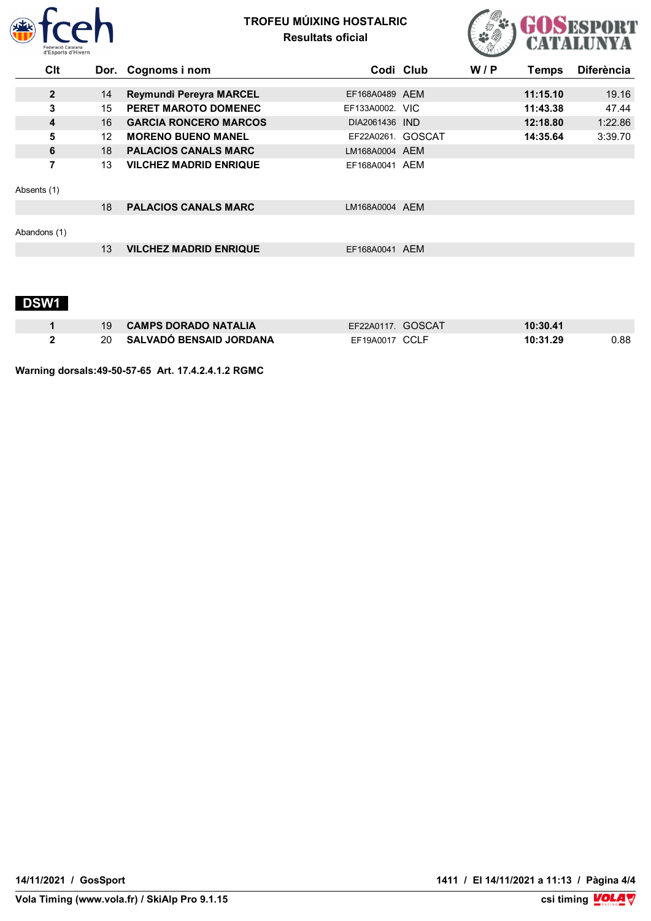TROFEU MÚIXING HOSTALRIC

Resultats oficial

| Clt | Dor. | Cognoms i nom | Codi | Club | W / P | Temps | Diferència |
|---|---|---|---|---|---|---|---|
| 2 | 14 | **Reymundi Pereyra MARCEL** | EF168A0489 | AEM | | **11:15.10** | 19.16 |
| 3 | 15 | **PERET MAROTO DOMENEC** | EF133A0002. | VIC | | **11:43.38** | 47.44 |
| 4 | 16 | **GARCIA RONCERO MARCOS** | DIA2061436 | IND | | **12:18.80** | 1:22.86 |
| 5 | 12 | **MORENO BUENO MANEL** | EF22A0261. | GOSCAT | | **14:35.64** | 3:39.70 |
| 6 | 18 | **PALACIOS CANALS MARC** | LM168A0004 | AEM | | | |
| 7 | 13 | **VILCHEZ MADRID ENRIQUE** | EF168A0041 | AEM | | | |

Absents (1)

| | | | | |
|---|---|---|---|---|
| | 18 | **PALACIOS CANALS MARC** | LM168A0004 | AEM |

Abandons (1)

| | | | | |
|---|---|---|---|---|
| | 13 | **VILCHEZ MADRID ENRIQUE** | EF168A0041 | AEM |

## DSW1

| Clt | Dor. | Cognoms i nom | Codi | Club | W / P | Temps | Diferència |
|---|---|---|---|---|---|---|---|
| 1 | 19 | **CAMPS DORADO NATALIA** | EF22A0117. | GOSCAT | | **10:30.41** | |
| 2 | 20 | **SALVADÓ BENSAID JORDANA** | EF19A0017 | CCLF | | **10:31.29** | 0.88 |

**Warning dorsals:49-50-57-65 Art. 17.4.2.4.1.2 RGMC**

**14/11/2021 / GosSport** **1411 / El 14/11/2021 a 11:13**

**Vola Timing (www.vola.fr) / SkiAlp Pro 9.1.15** **csi timing**